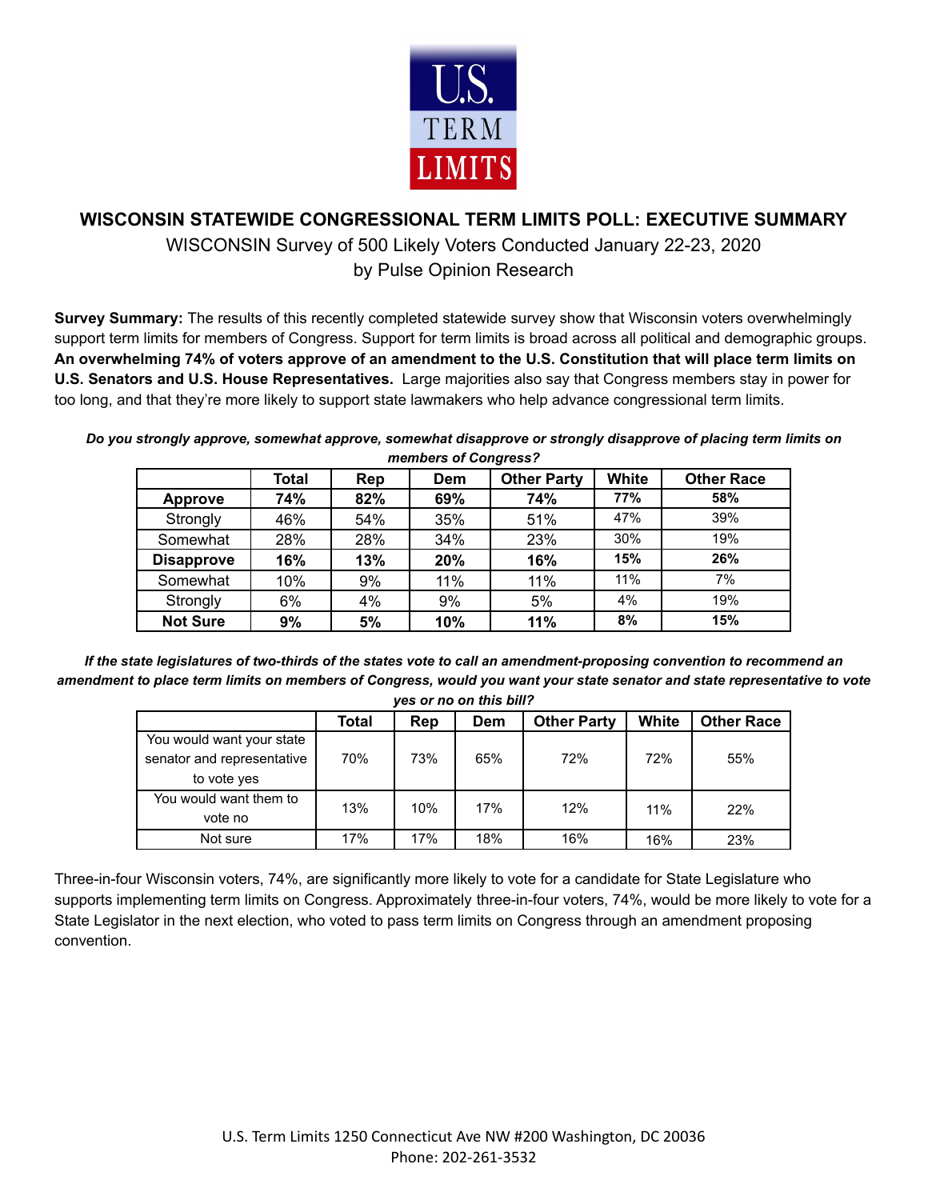U.S. TERM LIMITS

## WISCONSIN STATEWIDE CONGRESSIONAL TERM LIMITS POLL: EXECUTIVE SUMMARY

WISCONSIN Survey of 500 Likely Voters Conducted January 22-23, 2020
by Pulse Opinion Research

**Survey Summary:** The results of this recently completed statewide survey show that Wisconsin voters overwhelmingly support term limits for members of Congress. Support for term limits is broad across all political and demographic groups. **An overwhelming 74% of voters approve of an amendment to the U.S. Constitution that will place term limits on U.S. Senators and U.S. House Representatives.** Large majorities also say that Congress members stay in power for too long, and that they're more likely to support state lawmakers who help advance congressional term limits.

***Do you strongly approve, somewhat approve, somewhat disapprove or strongly disapprove of placing term limits on members of Congress?***

| | Total | Rep | Dem | Other Party | White | Other Race |
|---|---|---|---|---|---|---|
| **Approve** | **74%** | **82%** | **69%** | **74%** | **77%** | **58%** |
| Strongly | 46% | 54% | 35% | 51% | 47% | 39% |
| Somewhat | 28% | 28% | 34% | 23% | 30% | 19% |
| **Disapprove** | **16%** | **13%** | **20%** | **16%** | **15%** | **26%** |
| Somewhat | 10% | 9% | 11% | 11% | 11% | 7% |
| Strongly | 6% | 4% | 9% | 5% | 4% | 19% |
| **Not Sure** | **9%** | **5%** | **10%** | **11%** | **8%** | **15%** |

***If the state legislatures of two-thirds of the states vote to call an amendment-proposing convention to recommend an amendment to place term limits on members of Congress, would you want your state senator and state representative to vote yes or no on this bill?***

| | Total | Rep | Dem | Other Party | White | Other Race |
|---|---|---|---|---|---|---|
| You would want your state senator and representative to vote yes | 70% | 73% | 65% | 72% | 72% | 55% |
| You would want them to vote no | 13% | 10% | 17% | 12% | 11% | 22% |
| Not sure | 17% | 17% | 18% | 16% | 16% | 23% |

Three-in-four Wisconsin voters, 74%, are significantly more likely to vote for a candidate for State Legislature who supports implementing term limits on Congress. Approximately three-in-four voters, 74%, would be more likely to vote for a State Legislator in the next election, who voted to pass term limits on Congress through an amendment proposing convention.

U.S. Term Limits 1250 Connecticut Ave NW #200 Washington, DC 20036
Phone: 202-261-3532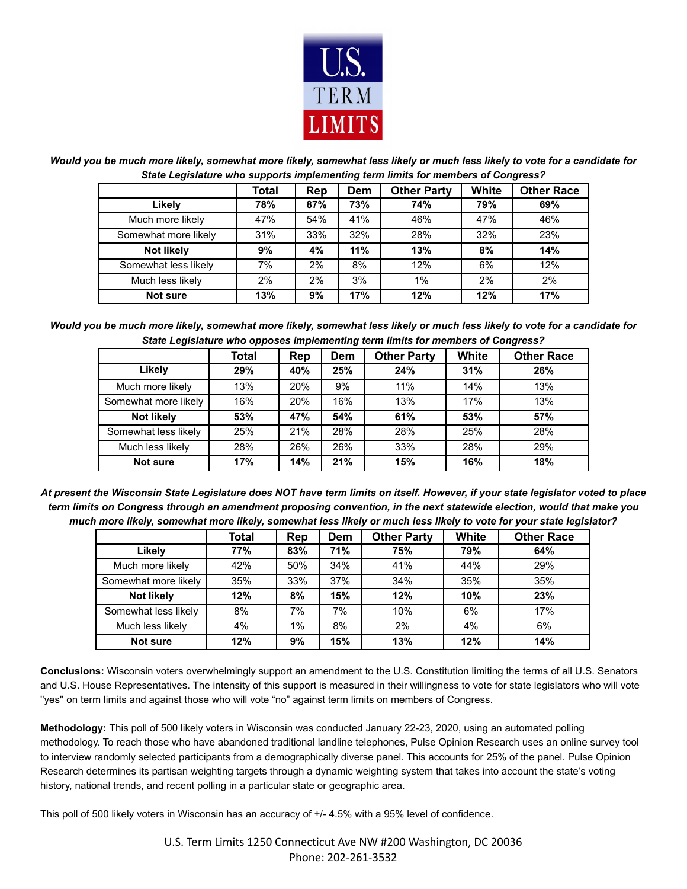*Would you be much more likely, somewhat more likely, somewhat less likely or much less likely to vote for a candidate for State Legislature who supports implementing term limits for members of Congress?*

| | Total | Rep | Dem | Other Party | White | Other Race |
|---|---|---|---|---|---|---|
| **Likely** | **78%** | **87%** | **73%** | **74%** | **79%** | **69%** |
| Much more likely | 47% | 54% | 41% | 46% | 47% | 46% |
| Somewhat more likely | 31% | 33% | 32% | 28% | 32% | 23% |
| **Not likely** | **9%** | **4%** | **11%** | **13%** | **8%** | **14%** |
| Somewhat less likely | 7% | 2% | 8% | 12% | 6% | 12% |
| Much less likely | 2% | 2% | 3% | 1% | 2% | 2% |
| **Not sure** | **13%** | **9%** | **17%** | **12%** | **12%** | **17%** |

*Would you be much more likely, somewhat more likely, somewhat less likely or much less likely to vote for a candidate for State Legislature who opposes implementing term limits for members of Congress?*

| | Total | Rep | Dem | Other Party | White | Other Race |
|---|---|---|---|---|---|---|
| **Likely** | **29%** | **40%** | **25%** | **24%** | **31%** | **26%** |
| Much more likely | 13% | 20% | 9% | 11% | 14% | 13% |
| Somewhat more likely | 16% | 20% | 16% | 13% | 17% | 13% |
| **Not likely** | **53%** | **47%** | **54%** | **61%** | **53%** | **57%** |
| Somewhat less likely | 25% | 21% | 28% | 28% | 25% | 28% |
| Much less likely | 28% | 26% | 26% | 33% | 28% | 29% |
| **Not sure** | **17%** | **14%** | **21%** | **15%** | **16%** | **18%** |

*At present the Wisconsin State Legislature does NOT have term limits on itself. However, if your state legislator voted to place term limits on Congress through an amendment proposing convention, in the next statewide election, would that make you much more likely, somewhat more likely, somewhat less likely or much less likely to vote for your state legislator?*

| | Total | Rep | Dem | Other Party | White | Other Race |
|---|---|---|---|---|---|---|
| **Likely** | **77%** | **83%** | **71%** | **75%** | **79%** | **64%** |
| Much more likely | 42% | 50% | 34% | 41% | 44% | 29% |
| Somewhat more likely | 35% | 33% | 37% | 34% | 35% | 35% |
| **Not likely** | **12%** | **8%** | **15%** | **12%** | **10%** | **23%** |
| Somewhat less likely | 8% | 7% | 7% | 10% | 6% | 17% |
| Much less likely | 4% | 1% | 8% | 2% | 4% | 6% |
| **Not sure** | **12%** | **9%** | **15%** | **13%** | **12%** | **14%** |

**Conclusions:** Wisconsin voters overwhelmingly support an amendment to the U.S. Constitution limiting the terms of all U.S. Senators and U.S. House Representatives. The intensity of this support is measured in their willingness to vote for state legislators who will vote "yes" on term limits and against those who will vote "no" against term limits on members of Congress.

**Methodology:** This poll of 500 likely voters in Wisconsin was conducted January 22-23, 2020, using an automated polling methodology. To reach those who have abandoned traditional landline telephones, Pulse Opinion Research uses an online survey tool to interview randomly selected participants from a demographically diverse panel. This accounts for 25% of the panel. Pulse Opinion Research determines its partisan weighting targets through a dynamic weighting system that takes into account the state's voting history, national trends, and recent polling in a particular state or geographic area.

This poll of 500 likely voters in Wisconsin has an accuracy of +/- 4.5% with a 95% level of confidence.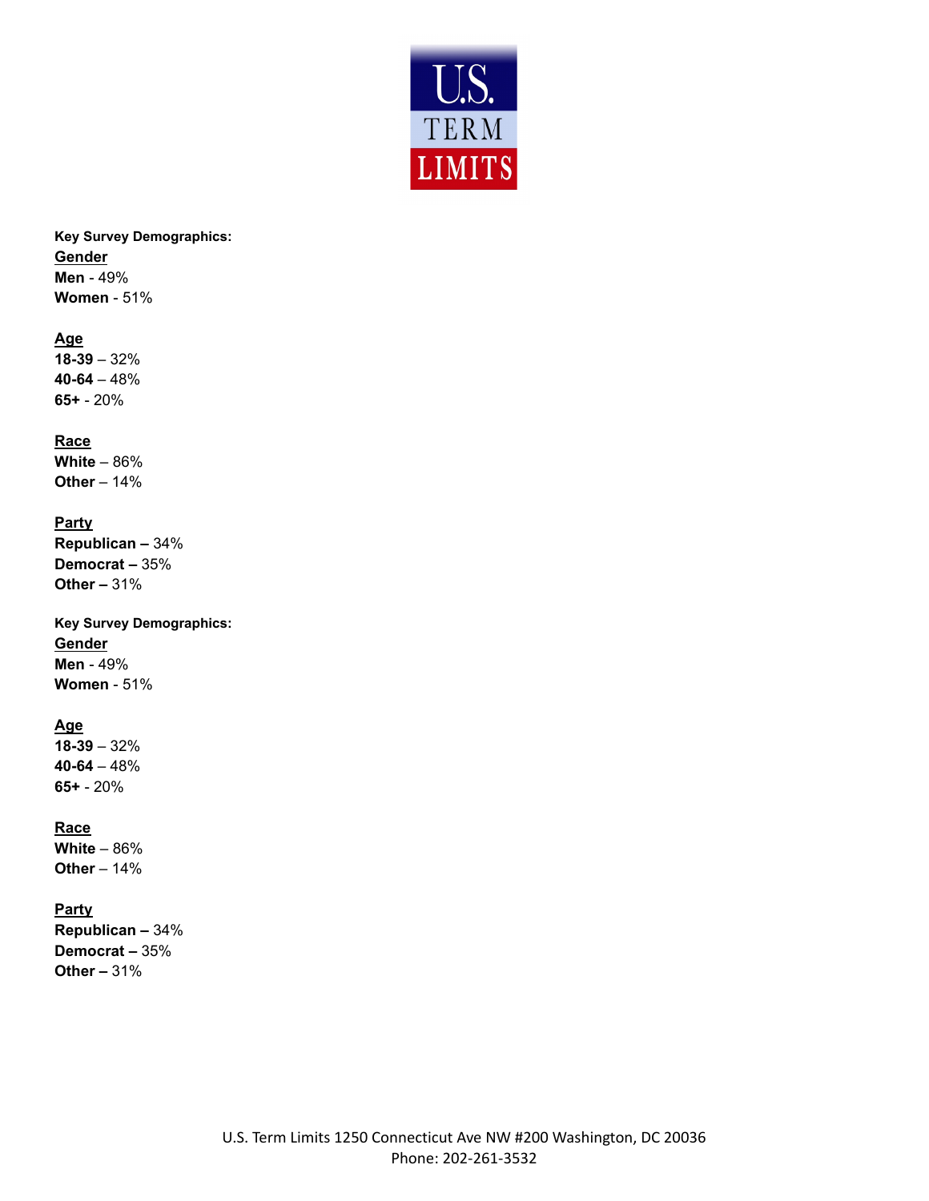U.S. TERM LIMITS

**Key Survey Demographics:**

**Gender**

**Men** - 49%
**Women** - 51%

**Age**

**18-39** – 32%
**40-64** – 48%
**65+** - 20%

**Race**

**White** – 86%
**Other** – 14%

**Party**

**Republican –** 34%
**Democrat –** 35%
**Other –** 31%

**Key Survey Demographics:**

**Gender**

**Men** - 49%
**Women** - 51%

**Age**

**18-39** – 32%
**40-64** – 48%
**65+** - 20%

**Race**

**White** – 86%
**Other** – 14%

**Party**

**Republican –** 34%
**Democrat –** 35%
**Other –** 31%

U.S. Term Limits 1250 Connecticut Ave NW #200 Washington, DC 20036
Phone: 202-261-3532